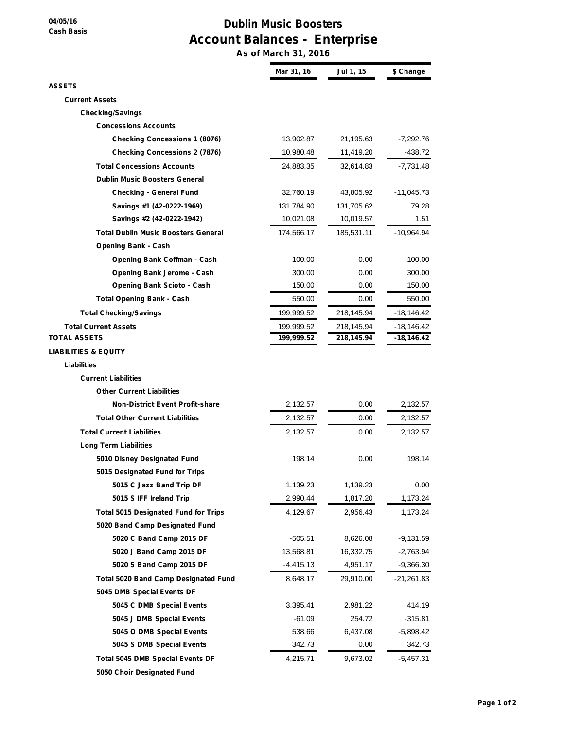04/05/16
Cash Basis

# Dublin Music Boosters
## Account Balances - Enterprise
### As of March 31, 2016

| | Mar 31, 16 | Jul 1, 15 | $ Change |
|---|---|---|---|
| **ASSETS** | | | |
| **Current Assets** | | | |
| **Checking/Savings** | | | |
| **Concessions Accounts** | | | |
| Checking Concessions 1 (8076) | 13,902.87 | 21,195.63 | -7,292.76 |
| Checking Concessions 2 (7876) | 10,980.48 | 11,419.20 | -438.72 |
| **Total Concessions Accounts** | 24,883.35 | 32,614.83 | -7,731.48 |
| **Dublin Music Boosters General** | | | |
| Checking - General Fund | 32,760.19 | 43,805.92 | -11,045.73 |
| Savings #1 (42-0222-1969) | 131,784.90 | 131,705.62 | 79.28 |
| Savings #2 (42-0222-1942) | 10,021.08 | 10,019.57 | 1.51 |
| **Total Dublin Music Boosters General** | 174,566.17 | 185,531.11 | -10,964.94 |
| **Opening Bank - Cash** | | | |
| Opening Bank Coffman - Cash | 100.00 | 0.00 | 100.00 |
| Opening Bank Jerome - Cash | 300.00 | 0.00 | 300.00 |
| Opening Bank Scioto - Cash | 150.00 | 0.00 | 150.00 |
| **Total Opening Bank - Cash** | 550.00 | 0.00 | 550.00 |
| **Total Checking/Savings** | 199,999.52 | 218,145.94 | -18,146.42 |
| **Total Current Assets** | 199,999.52 | 218,145.94 | -18,146.42 |
| **TOTAL ASSETS** | **199,999.52** | **218,145.94** | **-18,146.42** |
| **LIABILITIES & EQUITY** | | | |
| **Liabilities** | | | |
| **Current Liabilities** | | | |
| **Other Current Liabilities** | | | |
| Non-District Event Profit-share | 2,132.57 | 0.00 | 2,132.57 |
| **Total Other Current Liabilities** | 2,132.57 | 0.00 | 2,132.57 |
| **Total Current Liabilities** | 2,132.57 | 0.00 | 2,132.57 |
| **Long Term Liabilities** | | | |
| 5010 Disney Designated Fund | 198.14 | 0.00 | 198.14 |
| **5015 Designated Fund for Trips** | | | |
| 5015 C Jazz Band Trip DF | 1,139.23 | 1,139.23 | 0.00 |
| 5015 S IFF Ireland Trip | 2,990.44 | 1,817.20 | 1,173.24 |
| **Total 5015 Designated Fund for Trips** | 4,129.67 | 2,956.43 | 1,173.24 |
| **5020 Band Camp Designated Fund** | | | |
| 5020 C Band Camp 2015 DF | -505.51 | 8,626.08 | -9,131.59 |
| 5020 J Band Camp 2015 DF | 13,568.81 | 16,332.75 | -2,763.94 |
| 5020 S Band Camp 2015 DF | -4,415.13 | 4,951.17 | -9,366.30 |
| **Total 5020 Band Camp Designated Fund** | 8,648.17 | 29,910.00 | -21,261.83 |
| **5045 DMB Special Events DF** | | | |
| 5045 C DMB Special Events | 3,395.41 | 2,981.22 | 414.19 |
| 5045 J DMB Special Events | -61.09 | 254.72 | -315.81 |
| 5045 O DMB Special Events | 538.66 | 6,437.08 | -5,898.42 |
| 5045 S DMB Special Events | 342.73 | 0.00 | 342.73 |
| **Total 5045 DMB Special Events DF** | 4,215.71 | 9,673.02 | -5,457.31 |
| **5050 Choir Designated Fund** | | | |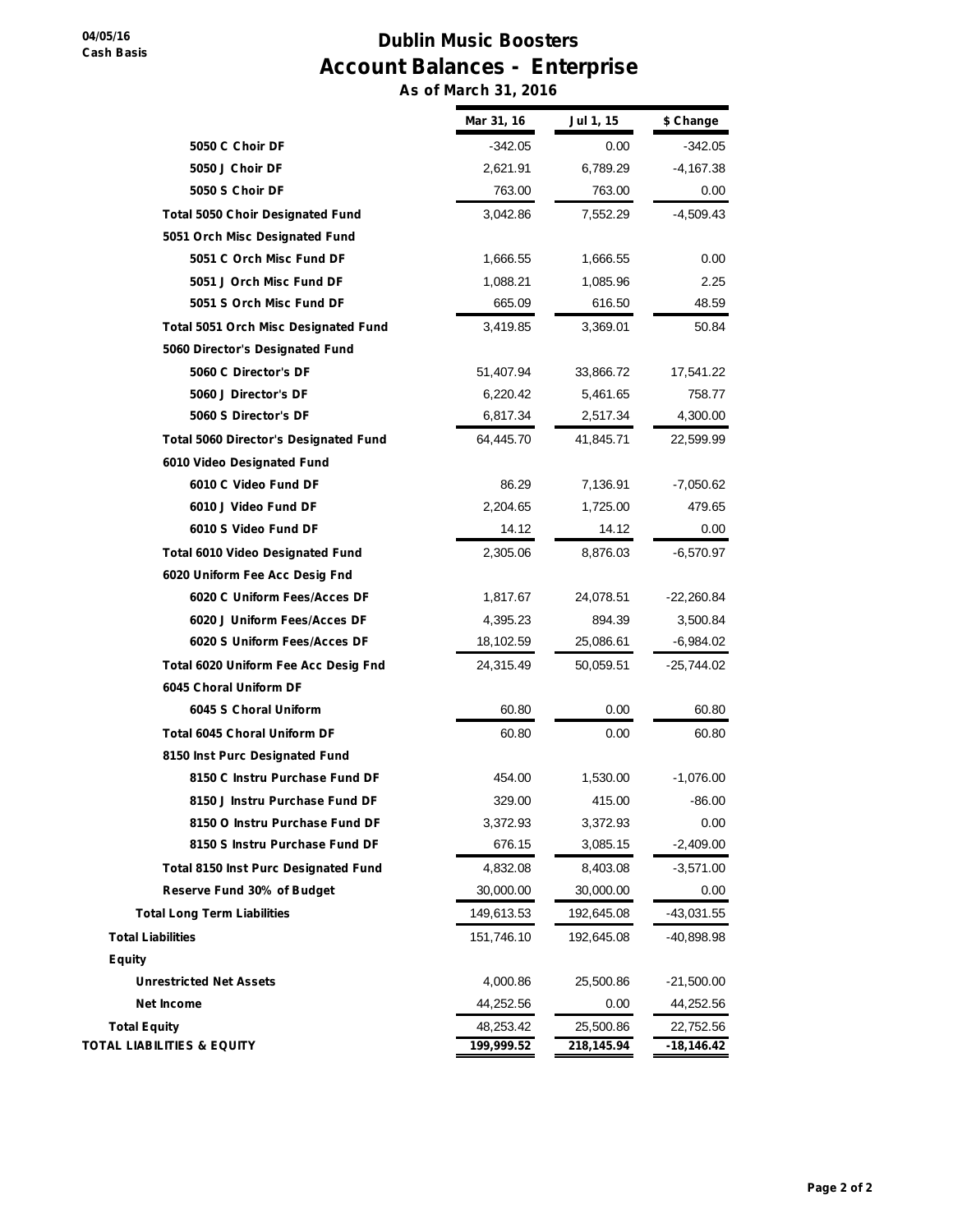04/05/16
Cash Basis

# Dublin Music Boosters
## Account Balances - Enterprise
### As of March 31, 2016

| | Mar 31, 16 | Jul 1, 15 | $ Change |
|---|---|---|---|
| 5050 C Choir DF | -342.05 | 0.00 | -342.05 |
| 5050 J Choir DF | 2,621.91 | 6,789.29 | -4,167.38 |
| 5050 S Choir DF | 763.00 | 763.00 | 0.00 |
| Total 5050 Choir Designated Fund | 3,042.86 | 7,552.29 | -4,509.43 |
| 5051 Orch Misc Designated Fund | | | |
| 5051 C Orch Misc Fund DF | 1,666.55 | 1,666.55 | 0.00 |
| 5051 J Orch Misc Fund DF | 1,088.21 | 1,085.96 | 2.25 |
| 5051 S Orch Misc Fund DF | 665.09 | 616.50 | 48.59 |
| Total 5051 Orch Misc Designated Fund | 3,419.85 | 3,369.01 | 50.84 |
| 5060 Director's Designated Fund | | | |
| 5060 C Director's DF | 51,407.94 | 33,866.72 | 17,541.22 |
| 5060 J Director's DF | 6,220.42 | 5,461.65 | 758.77 |
| 5060 S Director's DF | 6,817.34 | 2,517.34 | 4,300.00 |
| Total 5060 Director's Designated Fund | 64,445.70 | 41,845.71 | 22,599.99 |
| 6010 Video Designated Fund | | | |
| 6010 C Video Fund DF | 86.29 | 7,136.91 | -7,050.62 |
| 6010 J Video Fund DF | 2,204.65 | 1,725.00 | 479.65 |
| 6010 S Video Fund DF | 14.12 | 14.12 | 0.00 |
| Total 6010 Video Designated Fund | 2,305.06 | 8,876.03 | -6,570.97 |
| 6020 Uniform Fee Acc Desig Fnd | | | |
| 6020 C Uniform Fees/Acces DF | 1,817.67 | 24,078.51 | -22,260.84 |
| 6020 J Uniform Fees/Acces DF | 4,395.23 | 894.39 | 3,500.84 |
| 6020 S Uniform Fees/Acces DF | 18,102.59 | 25,086.61 | -6,984.02 |
| Total 6020 Uniform Fee Acc Desig Fnd | 24,315.49 | 50,059.51 | -25,744.02 |
| 6045 Choral Uniform DF | | | |
| 6045 S Choral Uniform | 60.80 | 0.00 | 60.80 |
| Total 6045 Choral Uniform DF | 60.80 | 0.00 | 60.80 |
| 8150 Inst Purc Designated Fund | | | |
| 8150 C Instru Purchase Fund DF | 454.00 | 1,530.00 | -1,076.00 |
| 8150 J Instru Purchase Fund DF | 329.00 | 415.00 | -86.00 |
| 8150 O Instru Purchase Fund DF | 3,372.93 | 3,372.93 | 0.00 |
| 8150 S Instru Purchase Fund DF | 676.15 | 3,085.15 | -2,409.00 |
| Total 8150 Inst Purc Designated Fund | 4,832.08 | 8,403.08 | -3,571.00 |
| Reserve Fund 30% of Budget | 30,000.00 | 30,000.00 | 0.00 |
| Total Long Term Liabilities | 149,613.53 | 192,645.08 | -43,031.55 |
| Total Liabilities | 151,746.10 | 192,645.08 | -40,898.98 |
| Equity | | | |
| Unrestricted Net Assets | 4,000.86 | 25,500.86 | -21,500.00 |
| Net Income | 44,252.56 | 0.00 | 44,252.56 |
| Total Equity | 48,253.42 | 25,500.86 | 22,752.56 |
| TOTAL LIABILITIES & EQUITY | 199,999.52 | 218,145.94 | -18,146.42 |